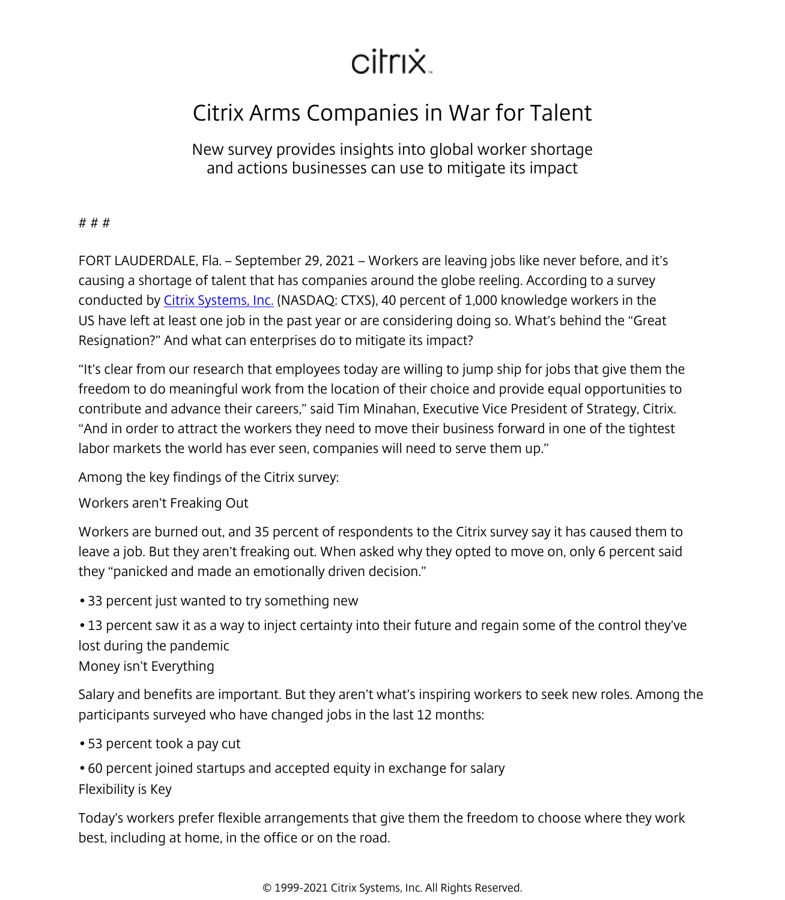citrix

# Citrix Arms Companies in War for Talent

New survey provides insights into global worker shortage and actions businesses can use to mitigate its impact

# # #

FORT LAUDERDALE, Fla. – September 29, 2021 – Workers are leaving jobs like never before, and it's causing a shortage of talent that has companies around the globe reeling. According to a survey conducted by [Citrix Systems, Inc.](#) (NASDAQ: CTXS), 40 percent of 1,000 knowledge workers in the US have left at least one job in the past year or are considering doing so. What's behind the "Great Resignation?" And what can enterprises do to mitigate its impact?

"It's clear from our research that employees today are willing to jump ship for jobs that give them the freedom to do meaningful work from the location of their choice and provide equal opportunities to contribute and advance their careers," said Tim Minahan, Executive Vice President of Strategy, Citrix. "And in order to attract the workers they need to move their business forward in one of the tightest labor markets the world has ever seen, companies will need to serve them up."

Among the key findings of the Citrix survey:

Workers aren't Freaking Out

Workers are burned out, and 35 percent of respondents to the Citrix survey say it has caused them to leave a job. But they aren't freaking out. When asked why they opted to move on, only 6 percent said they "panicked and made an emotionally driven decision."

- 33 percent just wanted to try something new
- 13 percent saw it as a way to inject certainty into their future and regain some of the control they've lost during the pandemic

Money isn't Everything

Salary and benefits are important. But they aren't what's inspiring workers to seek new roles. Among the participants surveyed who have changed jobs in the last 12 months:

- 53 percent took a pay cut
- 60 percent joined startups and accepted equity in exchange for salary

Flexibility is Key

Today's workers prefer flexible arrangements that give them the freedom to choose where they work best, including at home, in the office or on the road.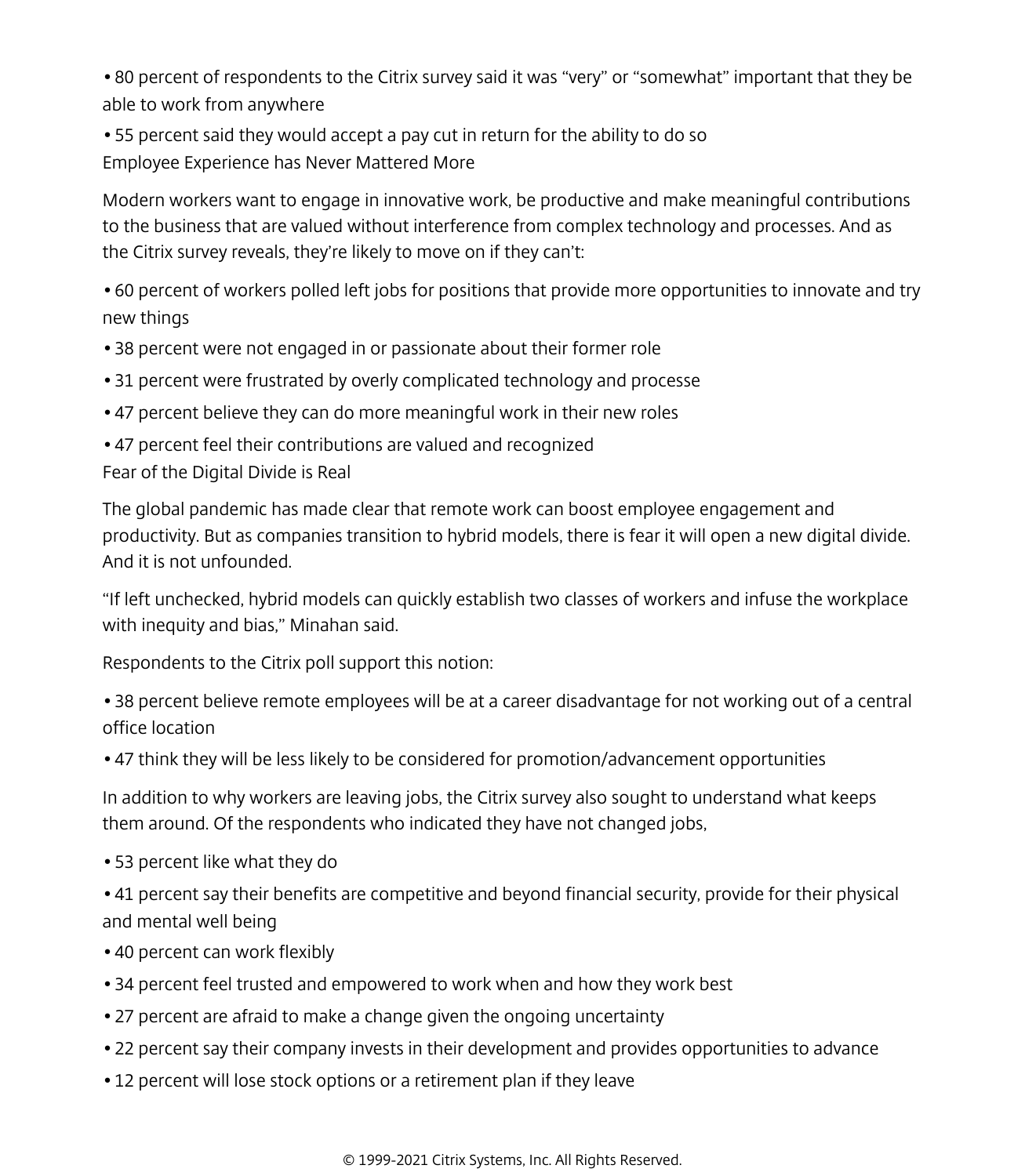- 80 percent of respondents to the Citrix survey said it was “very” or “somewhat” important that they be able to work from anywhere
- 55 percent said they would accept a pay cut in return for the ability to do so

## Employee Experience has Never Mattered More

Modern workers want to engage in innovative work, be productive and make meaningful contributions to the business that are valued without interference from complex technology and processes. And as the Citrix survey reveals, they’re likely to move on if they can’t:

- 60 percent of workers polled left jobs for positions that provide more opportunities to innovate and try new things
- 38 percent were not engaged in or passionate about their former role
- 31 percent were frustrated by overly complicated technology and processe
- 47 percent believe they can do more meaningful work in their new roles
- 47 percent feel their contributions are valued and recognized

## Fear of the Digital Divide is Real

The global pandemic has made clear that remote work can boost employee engagement and productivity. But as companies transition to hybrid models, there is fear it will open a new digital divide. And it is not unfounded.

“If left unchecked, hybrid models can quickly establish two classes of workers and infuse the workplace with inequity and bias,” Minahan said.

Respondents to the Citrix poll support this notion:

- 38 percent believe remote employees will be at a career disadvantage for not working out of a central office location
- 47 think they will be less likely to be considered for promotion/advancement opportunities

In addition to why workers are leaving jobs, the Citrix survey also sought to understand what keeps them around. Of the respondents who indicated they have not changed jobs,

- 53 percent like what they do
- 41 percent say their benefits are competitive and beyond financial security, provide for their physical and mental well being
- 40 percent can work flexibly
- 34 percent feel trusted and empowered to work when and how they work best
- 27 percent are afraid to make a change given the ongoing uncertainty
- 22 percent say their company invests in their development and provides opportunities to advance
- 12 percent will lose stock options or a retirement plan if they leave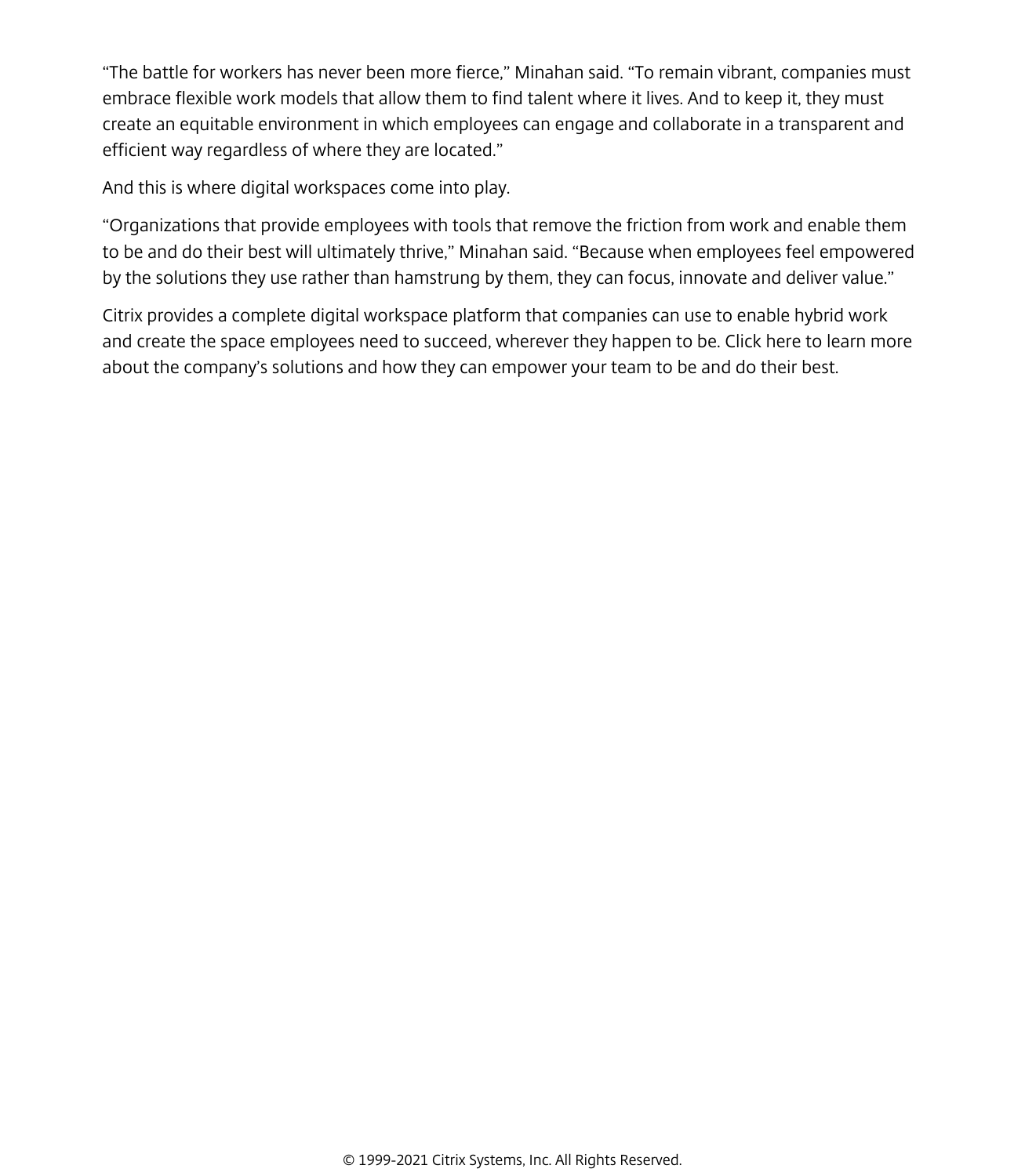“The battle for workers has never been more fierce,” Minahan said. “To remain vibrant, companies must embrace flexible work models that allow them to find talent where it lives. And to keep it, they must create an equitable environment in which employees can engage and collaborate in a transparent and efficient way regardless of where they are located.”

And this is where digital workspaces come into play.

“Organizations that provide employees with tools that remove the friction from work and enable them to be and do their best will ultimately thrive,” Minahan said. “Because when employees feel empowered by the solutions they use rather than hamstrung by them, they can focus, innovate and deliver value.”

Citrix provides a complete digital workspace platform that companies can use to enable hybrid work and create the space employees need to succeed, wherever they happen to be. Click here to learn more about the company’s solutions and how they can empower your team to be and do their best.

© 1999-2021 Citrix Systems, Inc. All Rights Reserved.